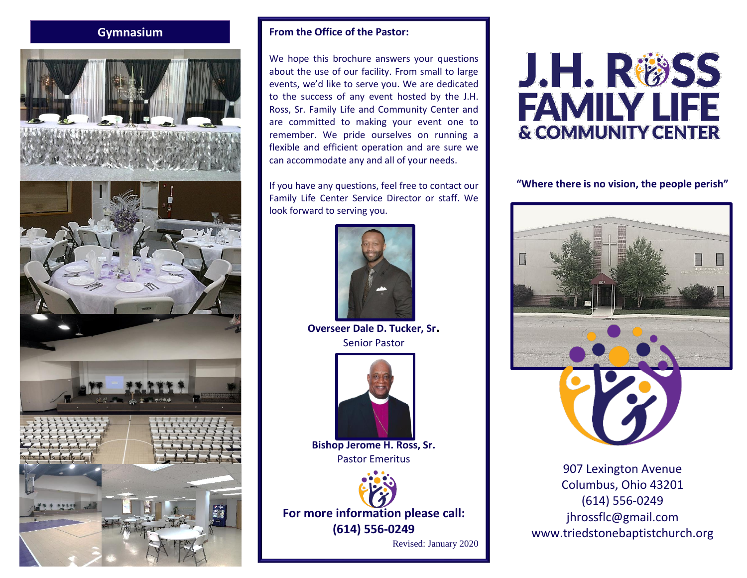## Gymnasium

### From the Office of the Pastor:

We hope this brochure answers your questions about the use of our facility. From small to large events, we'd like to serve you. We are dedicated to the success of any event hosted by the J.H. Ross, Sr. Family Life and Community Center and are committed to making your event one to remember. We pride ourselves on running a flexible and efficient operation and are sure we can accommodate any and all of your needs.

If you have any questions, feel free to contact our Family Life Center Service Director or staff. We look forward to serving you.

**Overseer Dale D. Tucker, Sr.**
Senior Pastor

**Bishop Jerome H. Ross, Sr.**
Pastor Emeritus

**For more information please call:**
**(614) 556-0249**

Revised: January 2020

# J.H. ROSS FAMILY LIFE & COMMUNITY CENTER

**"Where there is no vision, the people perish"**

907 Lexington Avenue
Columbus, Ohio 43201
(614) 556-0249
jhrossflc@gmail.com
www.triedstonebaptistchurch.org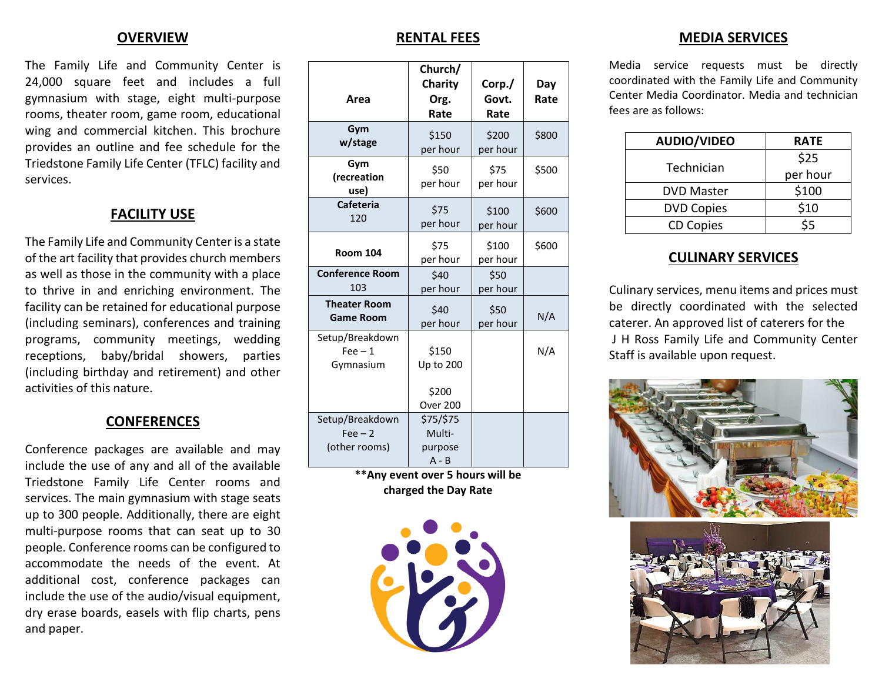## OVERVIEW

The Family Life and Community Center is 24,000 square feet and includes a full gymnasium with stage, eight multi-purpose rooms, theater room, game room, educational wing and commercial kitchen. This brochure provides an outline and fee schedule for the Triedstone Family Life Center (TFLC) facility and services.

## FACILITY USE

The Family Life and Community Center is a state of the art facility that provides church members as well as those in the community with a place to thrive in and enriching environment. The facility can be retained for educational purpose (including seminars), conferences and training programs, community meetings, wedding receptions, baby/bridal showers, parties (including birthday and retirement) and other activities of this nature.

## CONFERENCES

Conference packages are available and may include the use of any and all of the available Triedstone Family Life Center rooms and services. The main gymnasium with stage seats up to 300 people. Additionally, there are eight multi-purpose rooms that can seat up to 30 people. Conference rooms can be configured to accommodate the needs of the event. At additional cost, conference packages can include the use of the audio/visual equipment, dry erase boards, easels with flip charts, pens and paper.

## RENTAL FEES

| Area | Church/ Charity Org. Rate | Corp./ Govt. Rate | Day Rate |
|---|---|---|---|
| **Gym w/stage** | $150 per hour | $200 per hour | $800 |
| **Gym (recreation use)** | $50 per hour | $75 per hour | $500 |
| **Cafeteria** 120 | $75 per hour | $100 per hour | $600 |
| **Room 104** | $75 per hour | $100 per hour | $600 |
| **Conference Room** 103 | $40 per hour | $50 per hour | |
| **Theater Room Game Room** | $40 per hour | $50 per hour | N/A |
| Setup/Breakdown Fee – 1 Gymnasium | $150 Up to 200<br><br>$200 Over 200 | | N/A |
| Setup/Breakdown Fee – 2 (other rooms) | $75/$75 Multi-purpose A - B | | |

**\*\*Any event over 5 hours will be charged the Day Rate**

## MEDIA SERVICES

Media service requests must be directly coordinated with the Family Life and Community Center Media Coordinator. Media and technician fees are as follows:

| AUDIO/VIDEO | RATE |
|---|---|
| Technician | $25 per hour |
| DVD Master | $100 |
| DVD Copies | $10 |
| CD Copies | $5 |

## CULINARY SERVICES

Culinary services, menu items and prices must be directly coordinated with the selected caterer. An approved list of caterers for the J H Ross Family Life and Community Center Staff is available upon request.